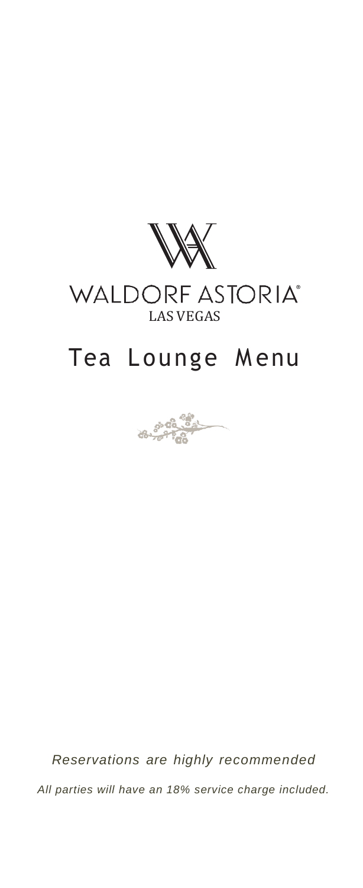WALDORF ASTORIA®

LAS VEGAS

# Tea Lounge Menu

*Reservations are highly recommended*

*All parties will have an 18% service charge included.*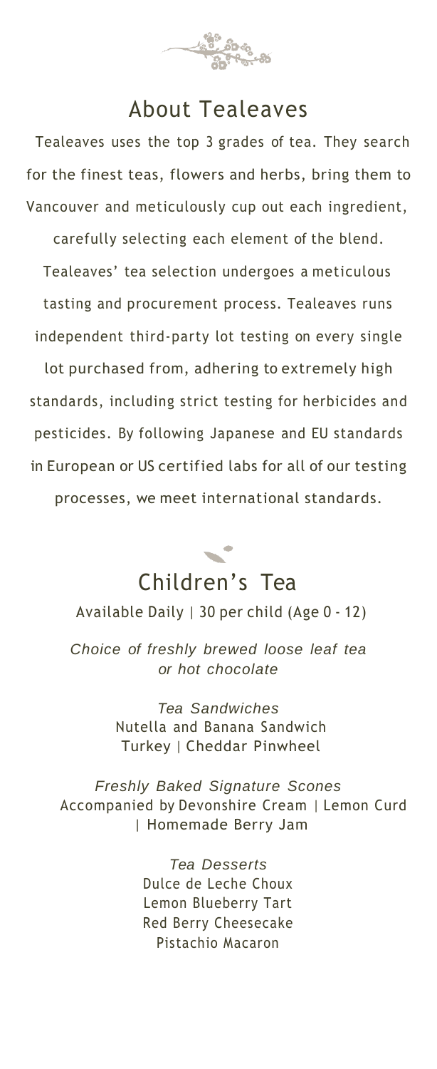## About Tealeaves

Tealeaves uses the top 3 grades of tea. They search for the finest teas, flowers and herbs, bring them to Vancouver and meticulously cup out each ingredient, carefully selecting each element of the blend. Tealeaves' tea selection undergoes a meticulous tasting and procurement process. Tealeaves runs independent third-party lot testing on every single lot purchased from, adhering to extremely high standards, including strict testing for herbicides and pesticides. By following Japanese and EU standards in European or US certified labs for all of our testing processes, we meet international standards.

## Children's Tea

Available Daily | 30 per child (Age 0 - 12)

*Choice of freshly brewed loose leaf tea or hot chocolate*

*Tea Sandwiches*

Nutella and Banana Sandwich

Turkey | Cheddar Pinwheel

*Freshly Baked Signature Scones*

Accompanied by Devonshire Cream | Lemon Curd | Homemade Berry Jam

*Tea Desserts*

Dulce de Leche Choux

Lemon Blueberry Tart

Red Berry Cheesecake

Pistachio Macaron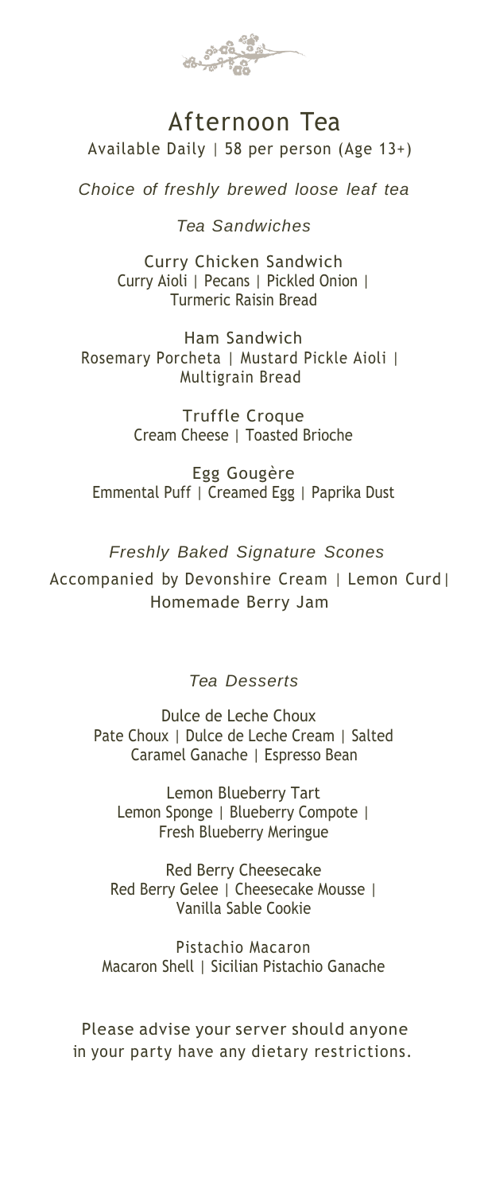# Afternoon Tea

Available Daily | 58 per person (Age 13+)

*Choice of freshly brewed loose leaf tea*

## *Tea Sandwiches*

**Curry Chicken Sandwich**
Curry Aioli | Pecans | Pickled Onion | Turmeric Raisin Bread

**Ham Sandwich**
Rosemary Porcheta | Mustard Pickle Aioli | Multigrain Bread

**Truffle Croque**
Cream Cheese | Toasted Brioche

**Egg Gougère**
Emmental Puff | Creamed Egg | Paprika Dust

## *Freshly Baked Signature Scones*

Accompanied by Devonshire Cream | Lemon Curd | Homemade Berry Jam

## *Tea Desserts*

**Dulce de Leche Choux**
Pate Choux | Dulce de Leche Cream | Salted Caramel Ganache | Espresso Bean

**Lemon Blueberry Tart**
Lemon Sponge | Blueberry Compote | Fresh Blueberry Meringue

**Red Berry Cheesecake**
Red Berry Gelee | Cheesecake Mousse | Vanilla Sable Cookie

**Pistachio Macaron**
Macaron Shell | Sicilian Pistachio Ganache

Please advise your server should anyone in your party have any dietary restrictions.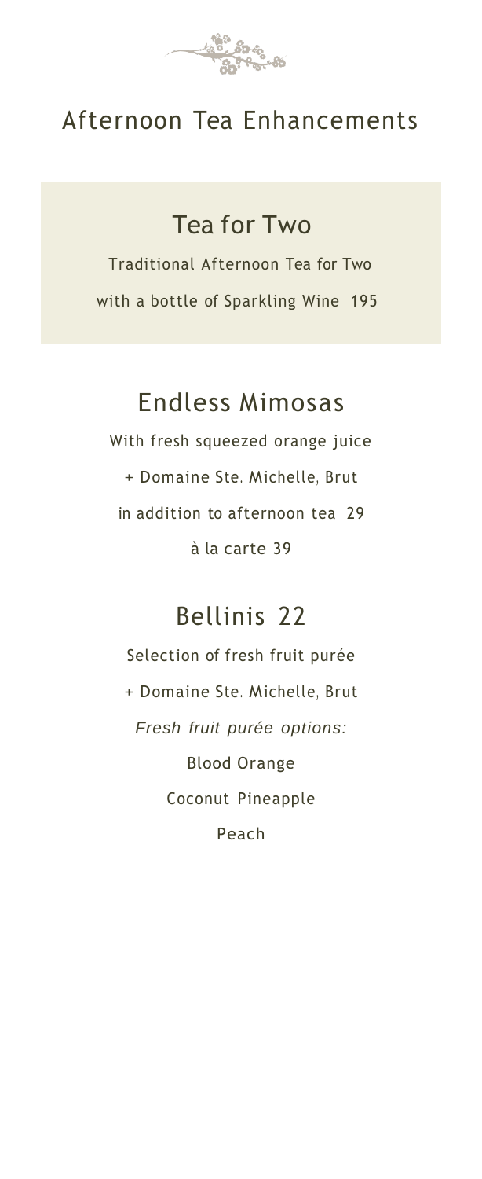# Afternoon Tea Enhancements

## Tea for Two

Traditional Afternoon Tea for Two

with a bottle of Sparkling Wine 195

## Endless Mimosas

With fresh squeezed orange juice

+ Domaine Ste. Michelle, Brut

in addition to afternoon tea 29

à la carte 39

## Bellinis 22

Selection of fresh fruit purée

+ Domaine Ste. Michelle, Brut

*Fresh fruit purée options:*

Blood Orange

Coconut Pineapple

Peach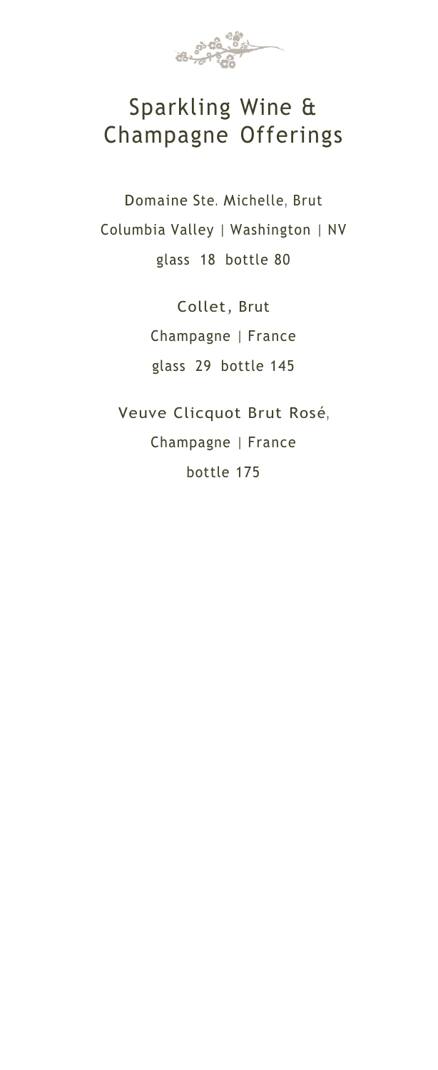# Sparkling Wine & Champagne Offerings

Domaine Ste. Michelle, Brut
Columbia Valley | Washington | NV
glass 18 bottle 80

Collet, Brut
Champagne | France
glass 29 bottle 145

Veuve Clicquot Brut Rosé,
Champagne | France
bottle 175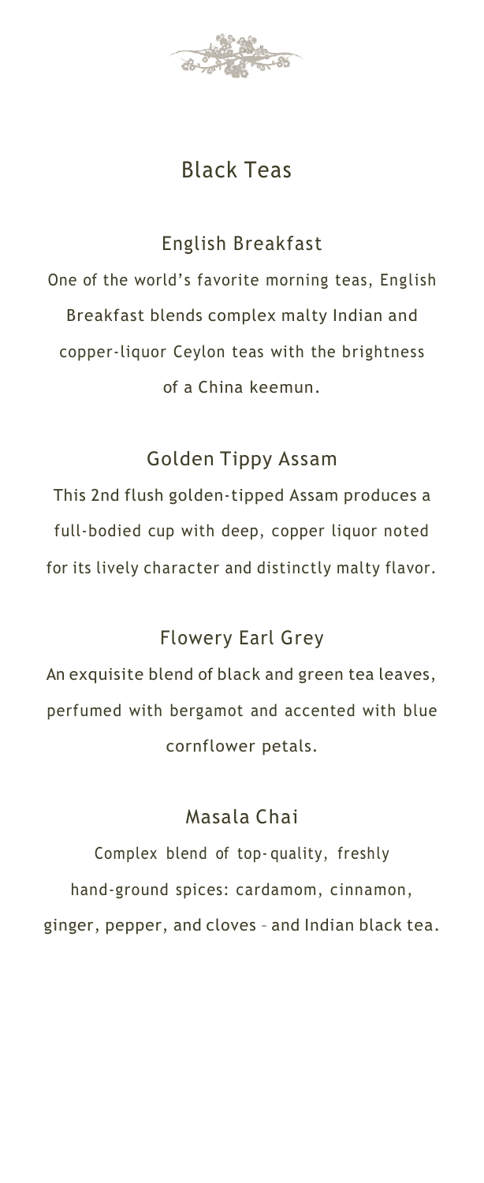# Black Teas

## English Breakfast

One of the world's favorite morning teas, English Breakfast blends complex malty Indian and copper-liquor Ceylon teas with the brightness of a China keemun.

## Golden Tippy Assam

This 2nd flush golden-tipped Assam produces a full-bodied cup with deep, copper liquor noted for its lively character and distinctly malty flavor.

## Flowery Earl Grey

An exquisite blend of black and green tea leaves, perfumed with bergamot and accented with blue cornflower petals.

## Masala Chai

Complex blend of top-quality, freshly hand-ground spices: cardamom, cinnamon, ginger, pepper, and cloves – and Indian black tea.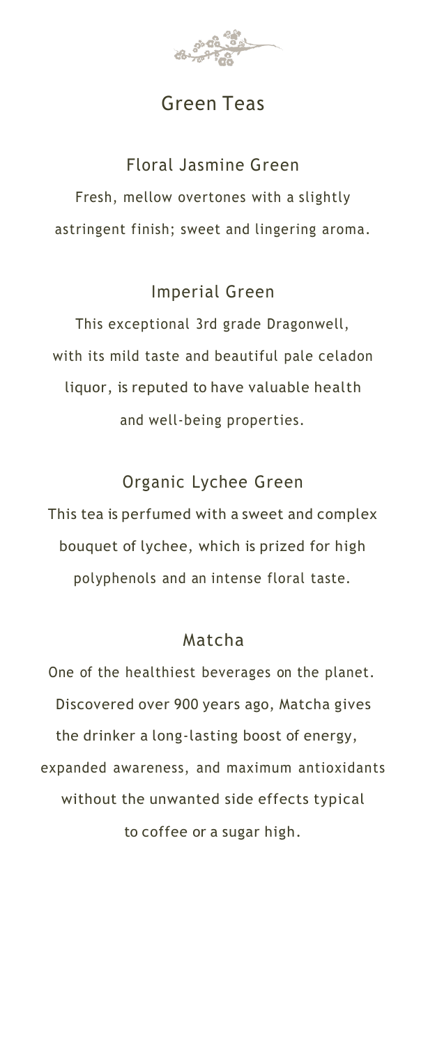# Green Teas

## Floral Jasmine Green

Fresh, mellow overtones with a slightly astringent finish; sweet and lingering aroma.

## Imperial Green

This exceptional 3rd grade Dragonwell, with its mild taste and beautiful pale celadon liquor, is reputed to have valuable health and well-being properties.

## Organic Lychee Green

This tea is perfumed with a sweet and complex bouquet of lychee, which is prized for high polyphenols and an intense floral taste.

## Matcha

One of the healthiest beverages on the planet. Discovered over 900 years ago, Matcha gives the drinker a long-lasting boost of energy, expanded awareness, and maximum antioxidants without the unwanted side effects typical to coffee or a sugar high.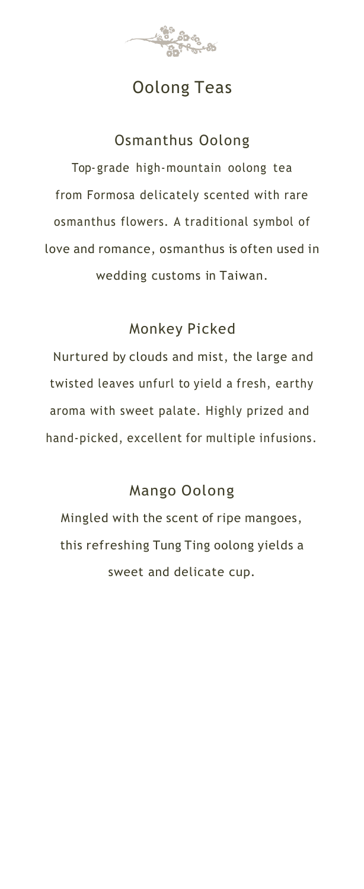# Oolong Teas

## Osmanthus Oolong

Top-grade high-mountain oolong tea from Formosa delicately scented with rare osmanthus flowers. A traditional symbol of love and romance, osmanthus is often used in wedding customs in Taiwan.

## Monkey Picked

Nurtured by clouds and mist, the large and twisted leaves unfurl to yield a fresh, earthy aroma with sweet palate. Highly prized and hand-picked, excellent for multiple infusions.

## Mango Oolong

Mingled with the scent of ripe mangoes, this refreshing Tung Ting oolong yields a sweet and delicate cup.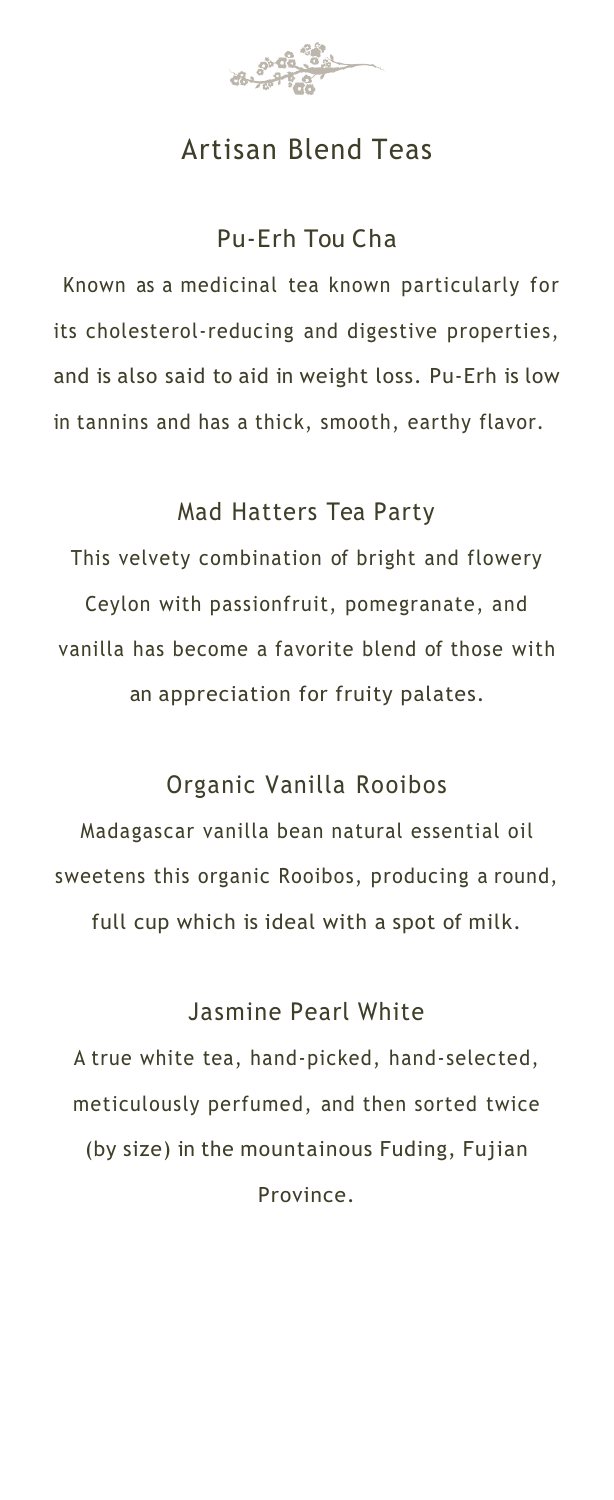# Artisan Blend Teas

## Pu-Erh Tou Cha

Known as a medicinal tea known particularly for its cholesterol-reducing and digestive properties, and is also said to aid in weight loss. Pu-Erh is low in tannins and has a thick, smooth, earthy flavor.

## Mad Hatters Tea Party

This velvety combination of bright and flowery Ceylon with passionfruit, pomegranate, and vanilla has become a favorite blend of those with an appreciation for fruity palates.

## Organic Vanilla Rooibos

Madagascar vanilla bean natural essential oil sweetens this organic Rooibos, producing a round, full cup which is ideal with a spot of milk.

## Jasmine Pearl White

A true white tea, hand-picked, hand-selected, meticulously perfumed, and then sorted twice (by size) in the mountainous Fuding, Fujian Province.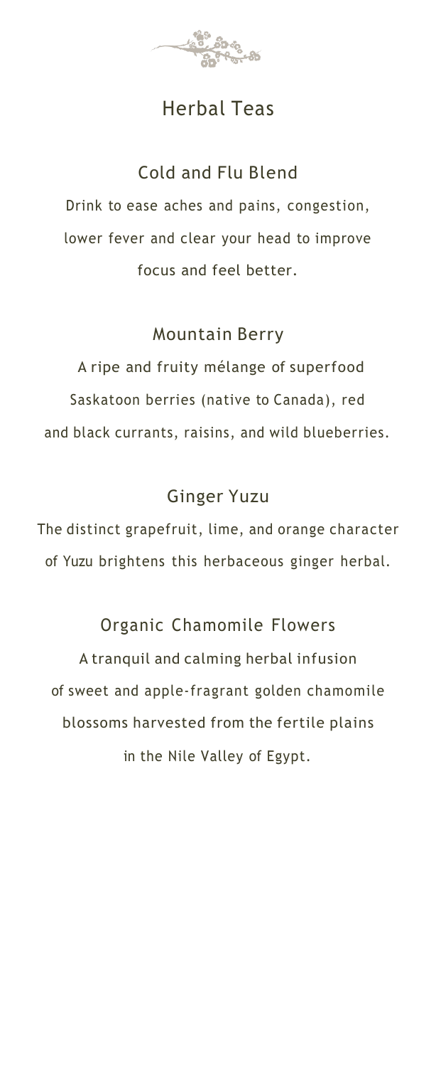# Herbal Teas

## Cold and Flu Blend

Drink to ease aches and pains, congestion, lower fever and clear your head to improve focus and feel better.

## Mountain Berry

A ripe and fruity mélange of superfood Saskatoon berries (native to Canada), red and black currants, raisins, and wild blueberries.

## Ginger Yuzu

The distinct grapefruit, lime, and orange character of Yuzu brightens this herbaceous ginger herbal.

## Organic Chamomile Flowers

A tranquil and calming herbal infusion of sweet and apple-fragrant golden chamomile blossoms harvested from the fertile plains in the Nile Valley of Egypt.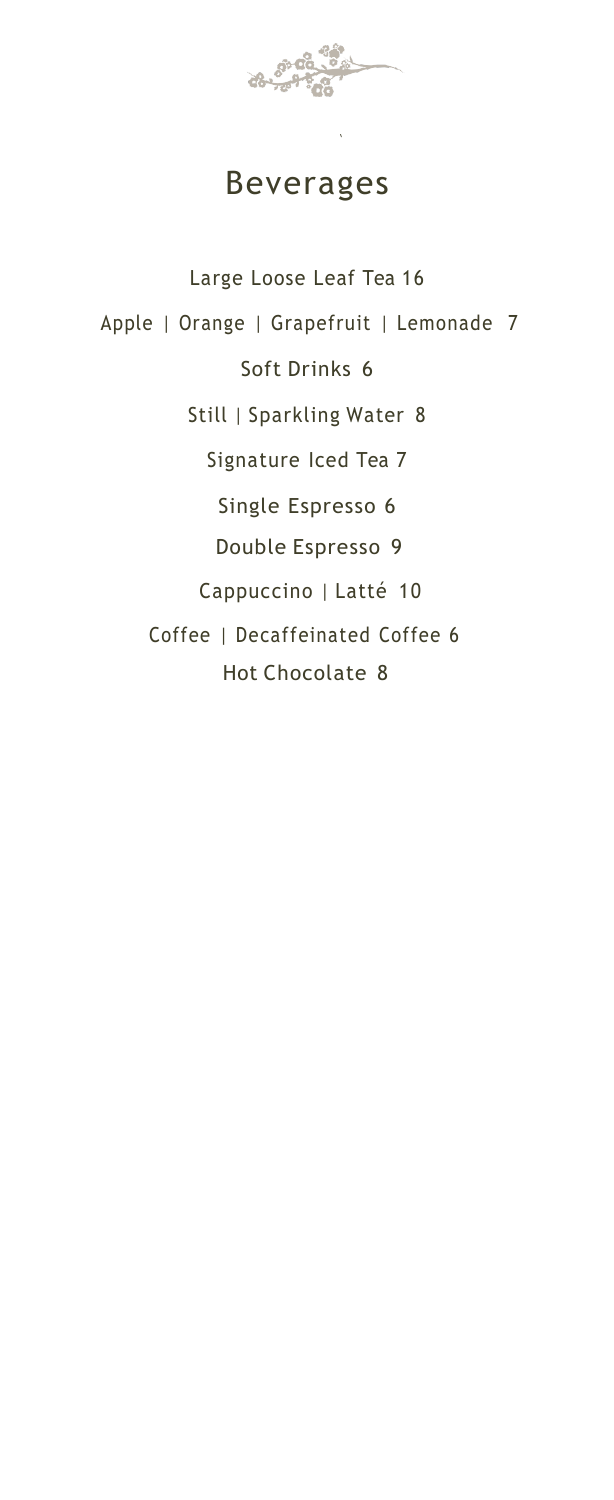# Beverages

Large Loose Leaf Tea 16

Apple | Orange | Grapefruit | Lemonade 7

Soft Drinks 6

Still | Sparkling Water 8

Signature Iced Tea 7

Single Espresso 6

Double Espresso 9

Cappuccino | Latté 10

Coffee | Decaffeinated Coffee 6

Hot Chocolate 8